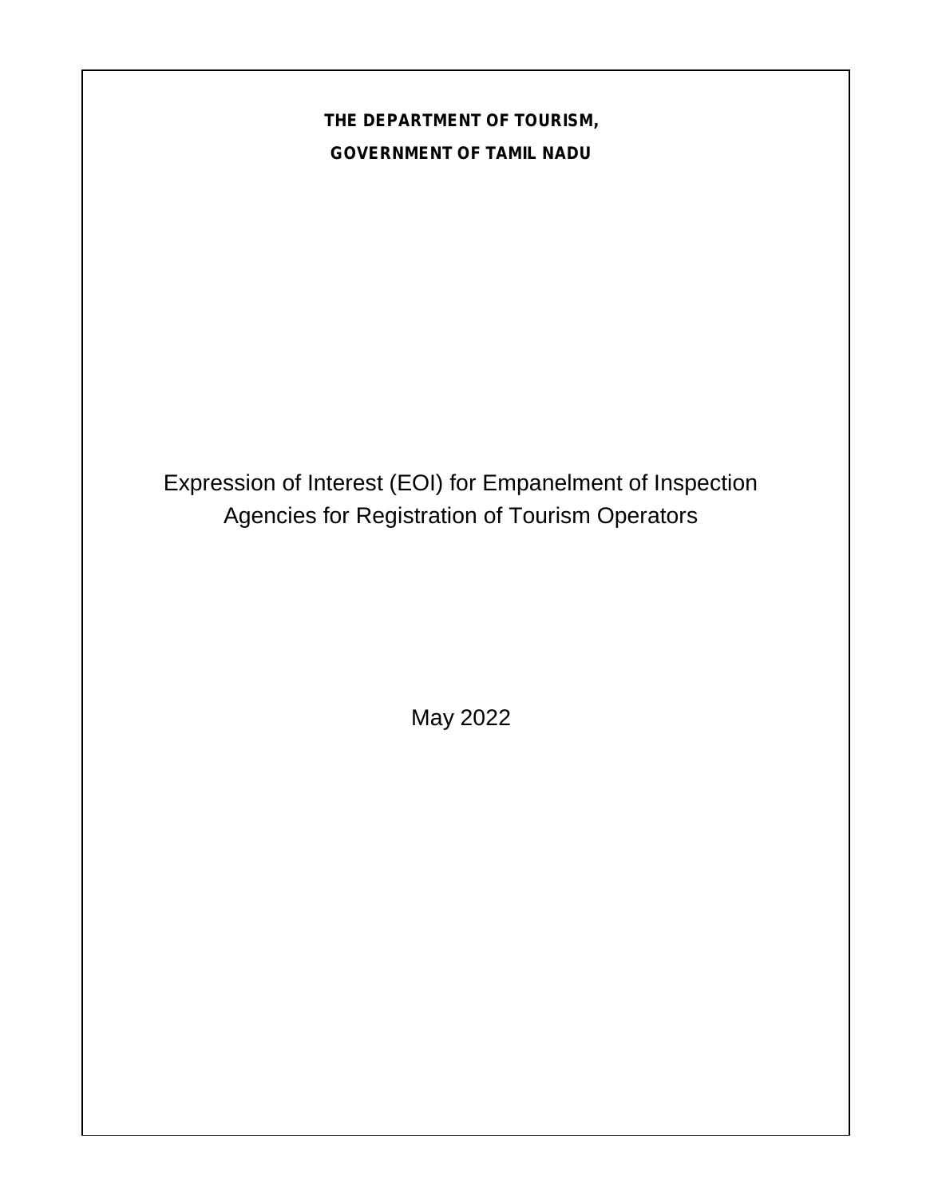**THE DEPARTMENT OF TOURISM,**

**GOVERNMENT OF TAMIL NADU**

# Expression of Interest (EOI) for Empanelment of Inspection Agencies for Registration of Tourism Operators

May 2022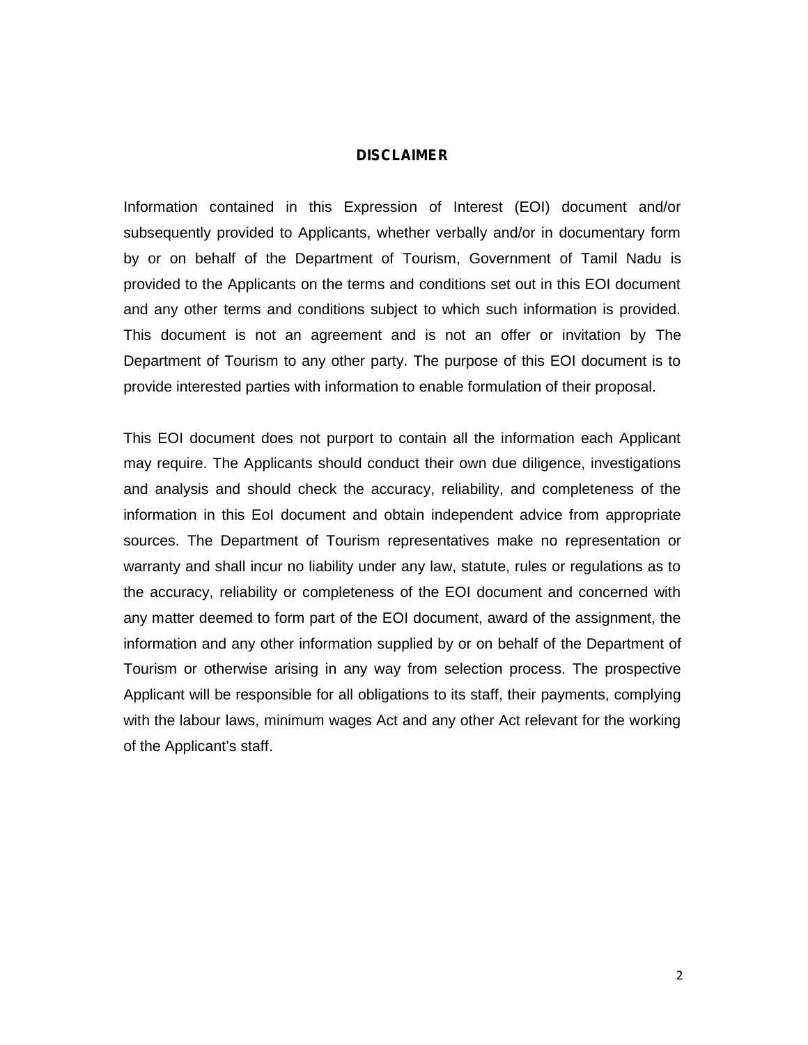## DISCLAIMER

Information contained in this Expression of Interest (EOI) document and/or subsequently provided to Applicants, whether verbally and/or in documentary form by or on behalf of the Department of Tourism, Government of Tamil Nadu is provided to the Applicants on the terms and conditions set out in this EOI document and any other terms and conditions subject to which such information is provided. This document is not an agreement and is not an offer or invitation by The Department of Tourism to any other party. The purpose of this EOI document is to provide interested parties with information to enable formulation of their proposal.

This EOI document does not purport to contain all the information each Applicant may require. The Applicants should conduct their own due diligence, investigations and analysis and should check the accuracy, reliability, and completeness of the information in this EoI document and obtain independent advice from appropriate sources. The Department of Tourism representatives make no representation or warranty and shall incur no liability under any law, statute, rules or regulations as to the accuracy, reliability or completeness of the EOI document and concerned with any matter deemed to form part of the EOI document, award of the assignment, the information and any other information supplied by or on behalf of the Department of Tourism or otherwise arising in any way from selection process. The prospective Applicant will be responsible for all obligations to its staff, their payments, complying with the labour laws, minimum wages Act and any other Act relevant for the working of the Applicant's staff.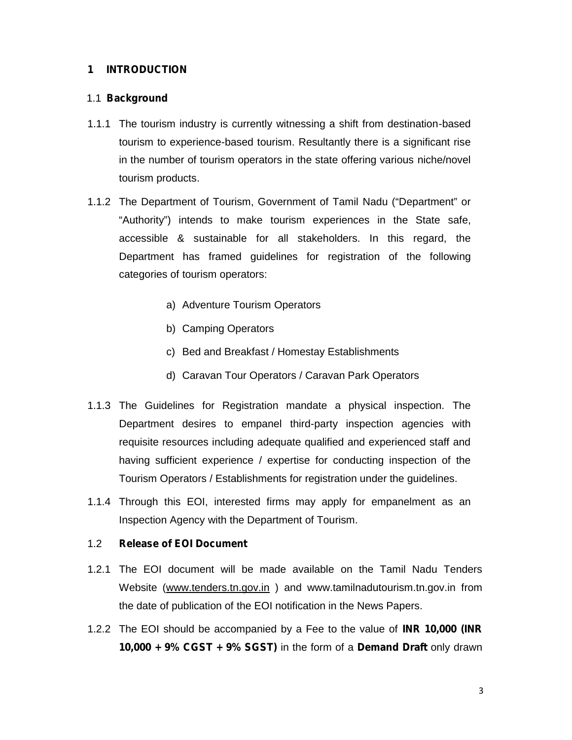# 1 INTRODUCTION

## 1.1 Background

1.1.1 The tourism industry is currently witnessing a shift from destination-based tourism to experience-based tourism. Resultantly there is a significant rise in the number of tourism operators in the state offering various niche/novel tourism products.

1.1.2 The Department of Tourism, Government of Tamil Nadu ("Department" or "Authority") intends to make tourism experiences in the State safe, accessible & sustainable for all stakeholders. In this regard, the Department has framed guidelines for registration of the following categories of tourism operators:

a) Adventure Tourism Operators

b) Camping Operators

c) Bed and Breakfast / Homestay Establishments

d) Caravan Tour Operators / Caravan Park Operators

1.1.3 The Guidelines for Registration mandate a physical inspection. The Department desires to empanel third-party inspection agencies with requisite resources including adequate qualified and experienced staff and having sufficient experience / expertise for conducting inspection of the Tourism Operators / Establishments for registration under the guidelines.

1.1.4 Through this EOI, interested firms may apply for empanelment as an Inspection Agency with the Department of Tourism.

## 1.2 Release of EOI Document

1.2.1 The EOI document will be made available on the Tamil Nadu Tenders Website (www.tenders.tn.gov.in ) and www.tamilnadutourism.tn.gov.in from the date of publication of the EOI notification in the News Papers.

1.2.2 The EOI should be accompanied by a Fee to the value of **INR 10,000 (INR 10,000 + 9% CGST + 9% SGST)** in the form of a **Demand Draft** only drawn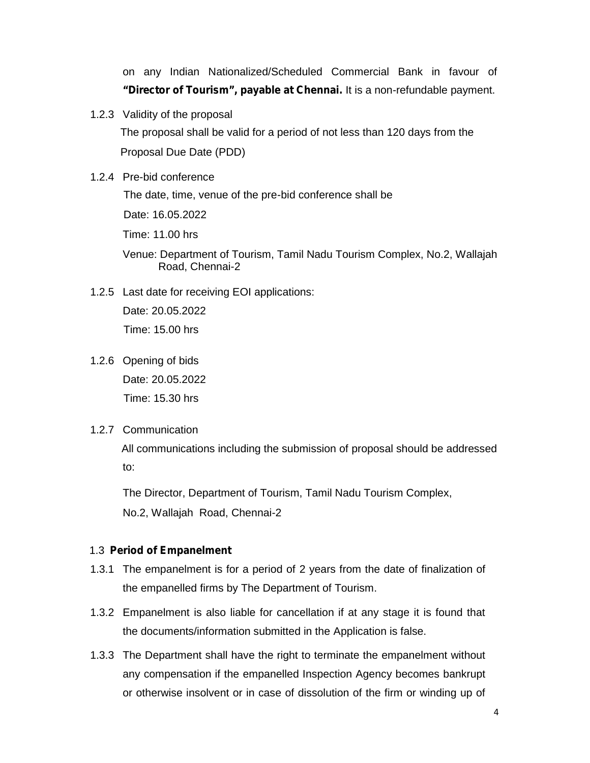on any Indian Nationalized/Scheduled Commercial Bank in favour of **"Director of Tourism", payable at Chennai.** It is a non-refundable payment.

1.2.3 Validity of the proposal

The proposal shall be valid for a period of not less than 120 days from the Proposal Due Date (PDD)

1.2.4 Pre-bid conference

The date, time, venue of the pre-bid conference shall be

Date: 16.05.2022

Time: 11.00 hrs

Venue: Department of Tourism, Tamil Nadu Tourism Complex, No.2, Wallajah Road, Chennai-2

1.2.5 Last date for receiving EOI applications:

Date: 20.05.2022

Time: 15.00 hrs

1.2.6 Opening of bids

Date: 20.05.2022

Time: 15.30 hrs

1.2.7 Communication

All communications including the submission of proposal should be addressed to:

The Director, Department of Tourism, Tamil Nadu Tourism Complex, No.2, Wallajah Road, Chennai-2

### 1.3 Period of Empanelment

1.3.1 The empanelment is for a period of 2 years from the date of finalization of the empanelled firms by The Department of Tourism.

1.3.2 Empanelment is also liable for cancellation if at any stage it is found that the documents/information submitted in the Application is false.

1.3.3 The Department shall have the right to terminate the empanelment without any compensation if the empanelled Inspection Agency becomes bankrupt or otherwise insolvent or in case of dissolution of the firm or winding up of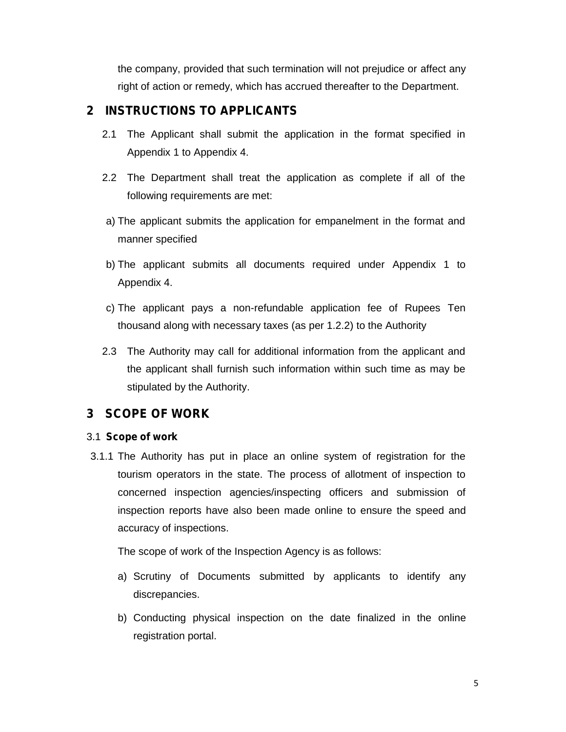the company, provided that such termination will not prejudice or affect any right of action or remedy, which has accrued thereafter to the Department.

## 2 INSTRUCTIONS TO APPLICANTS

2.1 The Applicant shall submit the application in the format specified in Appendix 1 to Appendix 4.

2.2 The Department shall treat the application as complete if all of the following requirements are met:

a) The applicant submits the application for empanelment in the format and manner specified

b) The applicant submits all documents required under Appendix 1 to Appendix 4.

c) The applicant pays a non-refundable application fee of Rupees Ten thousand along with necessary taxes (as per 1.2.2) to the Authority

2.3 The Authority may call for additional information from the applicant and the applicant shall furnish such information within such time as may be stipulated by the Authority.

## 3 SCOPE OF WORK

### 3.1 Scope of work

3.1.1 The Authority has put in place an online system of registration for the tourism operators in the state. The process of allotment of inspection to concerned inspection agencies/inspecting officers and submission of inspection reports have also been made online to ensure the speed and accuracy of inspections.

The scope of work of the Inspection Agency is as follows:

a) Scrutiny of Documents submitted by applicants to identify any discrepancies.

b) Conducting physical inspection on the date finalized in the online registration portal.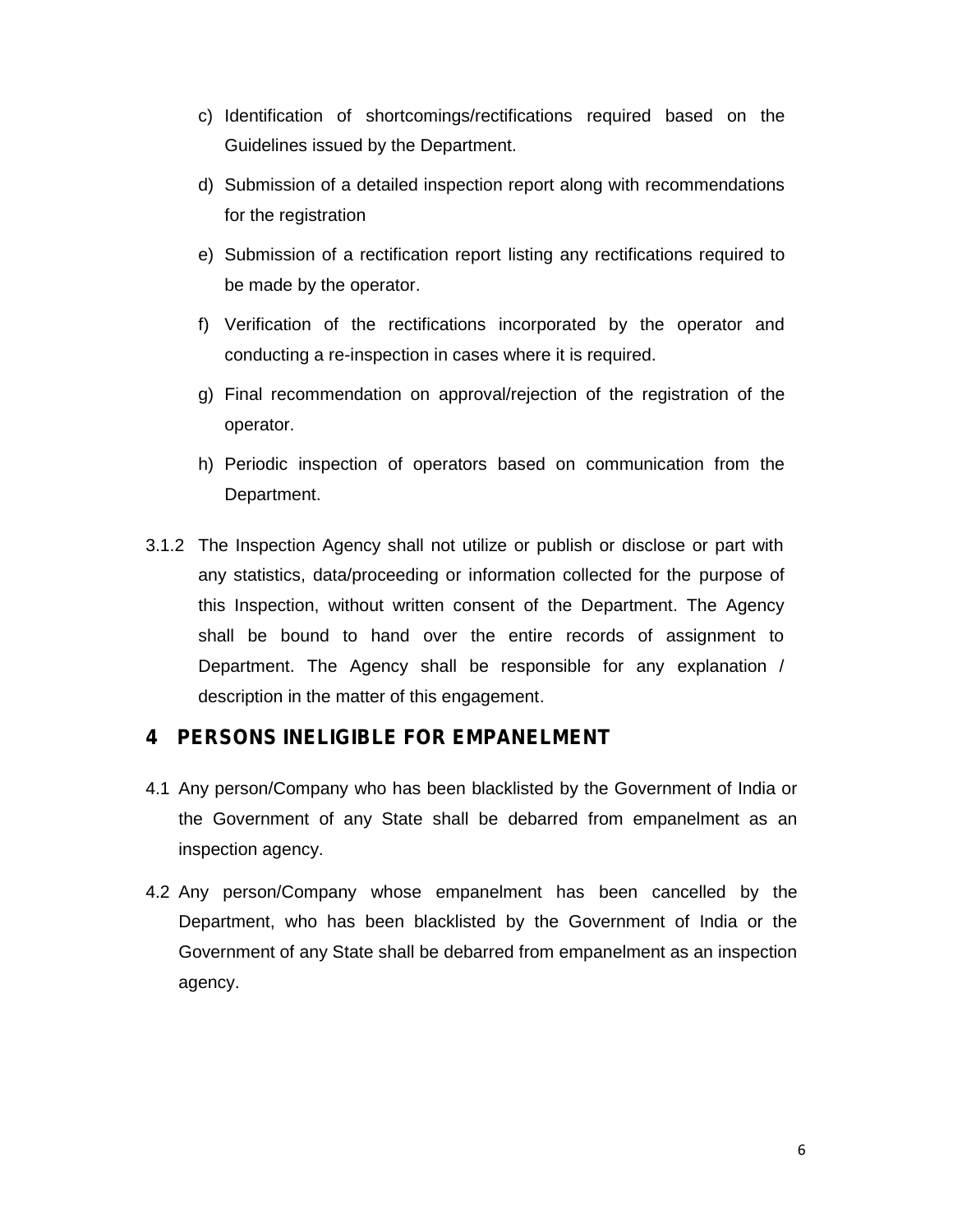c) Identification of shortcomings/rectifications required based on the Guidelines issued by the Department.

d) Submission of a detailed inspection report along with recommendations for the registration

e) Submission of a rectification report listing any rectifications required to be made by the operator.

f) Verification of the rectifications incorporated by the operator and conducting a re-inspection in cases where it is required.

g) Final recommendation on approval/rejection of the registration of the operator.

h) Periodic inspection of operators based on communication from the Department.

3.1.2 The Inspection Agency shall not utilize or publish or disclose or part with any statistics, data/proceeding or information collected for the purpose of this Inspection, without written consent of the Department. The Agency shall be bound to hand over the entire records of assignment to Department. The Agency shall be responsible for any explanation / description in the matter of this engagement.

# 4 PERSONS INELIGIBLE FOR EMPANELMENT

4.1 Any person/Company who has been blacklisted by the Government of India or the Government of any State shall be debarred from empanelment as an inspection agency.

4.2 Any person/Company whose empanelment has been cancelled by the Department, who has been blacklisted by the Government of India or the Government of any State shall be debarred from empanelment as an inspection agency.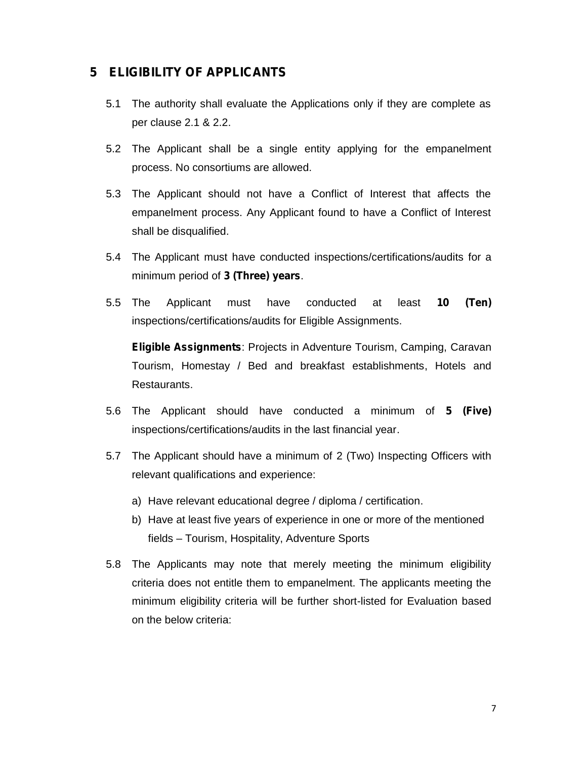## 5 ELIGIBILITY OF APPLICANTS

5.1 The authority shall evaluate the Applications only if they are complete as per clause 2.1 & 2.2.

5.2 The Applicant shall be a single entity applying for the empanelment process. No consortiums are allowed.

5.3 The Applicant should not have a Conflict of Interest that affects the empanelment process. Any Applicant found to have a Conflict of Interest shall be disqualified.

5.4 The Applicant must have conducted inspections/certifications/audits for a minimum period of **3 (Three) years**.

5.5 The Applicant must have conducted at least **10 (Ten)** inspections/certifications/audits for Eligible Assignments.

**Eligible Assignments**: Projects in Adventure Tourism, Camping, Caravan Tourism, Homestay / Bed and breakfast establishments, Hotels and Restaurants.

5.6 The Applicant should have conducted a minimum of **5 (Five)** inspections/certifications/audits in the last financial year.

5.7 The Applicant should have a minimum of 2 (Two) Inspecting Officers with relevant qualifications and experience:

a) Have relevant educational degree / diploma / certification.
b) Have at least five years of experience in one or more of the mentioned fields – Tourism, Hospitality, Adventure Sports

5.8 The Applicants may note that merely meeting the minimum eligibility criteria does not entitle them to empanelment. The applicants meeting the minimum eligibility criteria will be further short-listed for Evaluation based on the below criteria: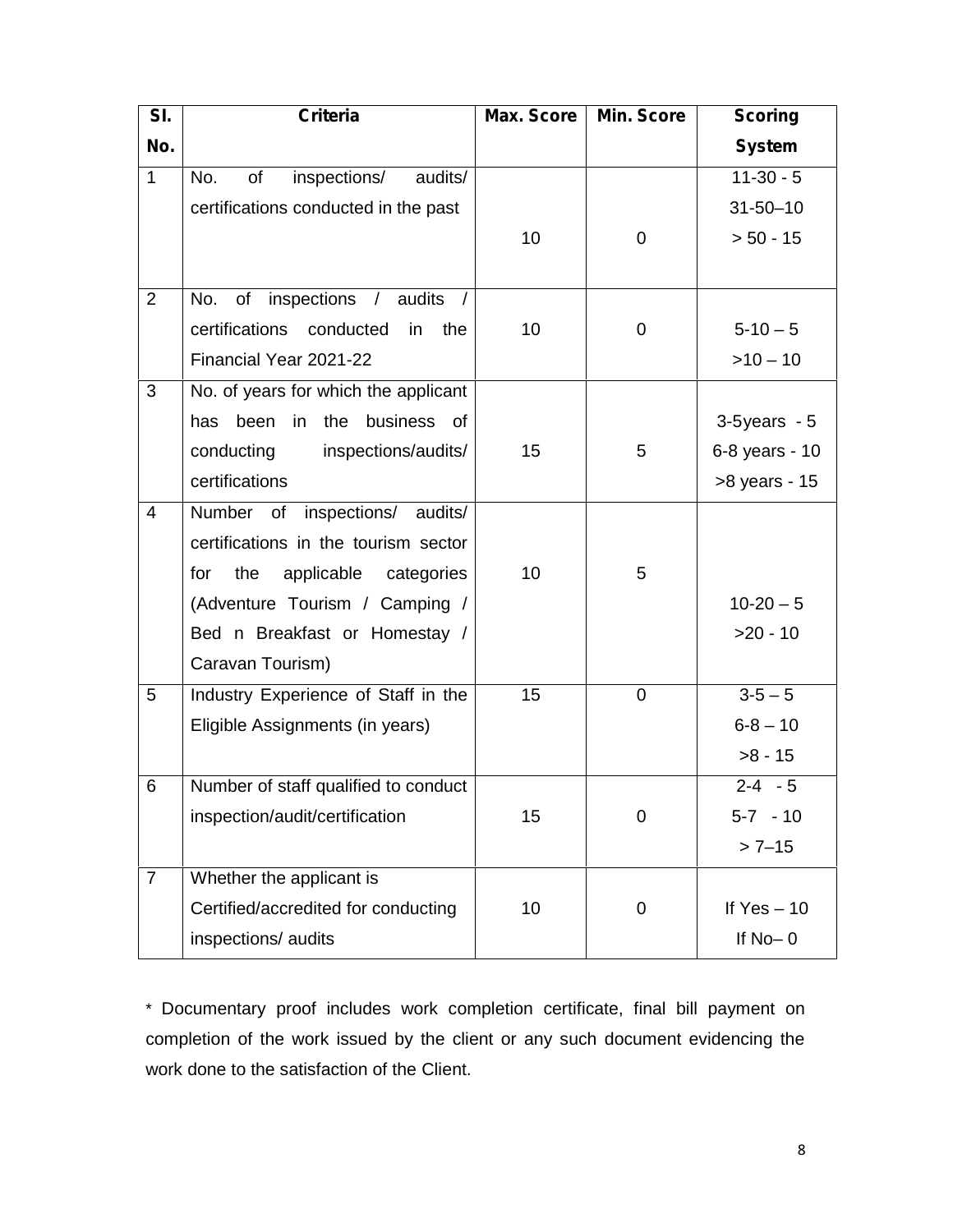| Sl. No. | Criteria | Max. Score | Min. Score | Scoring System |
|---|---|---|---|---|
| 1 | No. of inspections/ audits/ certifications conducted in the past | 10 | 0 | 11-30 - 5<br>31-50–10<br>> 50 - 15 |
| 2 | No. of inspections / audits / certifications conducted in the Financial Year 2021-22 | 10 | 0 | 5-10 – 5<br>>10 – 10 |
| 3 | No. of years for which the applicant has been in the business of conducting inspections/audits/ certifications | 15 | 5 | 3-5years - 5<br>6-8 years - 10<br>>8 years - 15 |
| 4 | Number of inspections/ audits/ certifications in the tourism sector for the applicable categories (Adventure Tourism / Camping / Bed n Breakfast or Homestay / Caravan Tourism) | 10 | 5 | 10-20 – 5<br>>20 - 10 |
| 5 | Industry Experience of Staff in the Eligible Assignments (in years) | 15 | 0 | 3-5 – 5<br>6-8 – 10<br>>8 - 15 |
| 6 | Number of staff qualified to conduct inspection/audit/certification | 15 | 0 | 2-4 - 5<br>5-7 - 10<br>> 7–15 |
| 7 | Whether the applicant is Certified/accredited for conducting inspections/ audits | 10 | 0 | If Yes – 10<br>If No– 0 |

* Documentary proof includes work completion certificate, final bill payment on completion of the work issued by the client or any such document evidencing the work done to the satisfaction of the Client.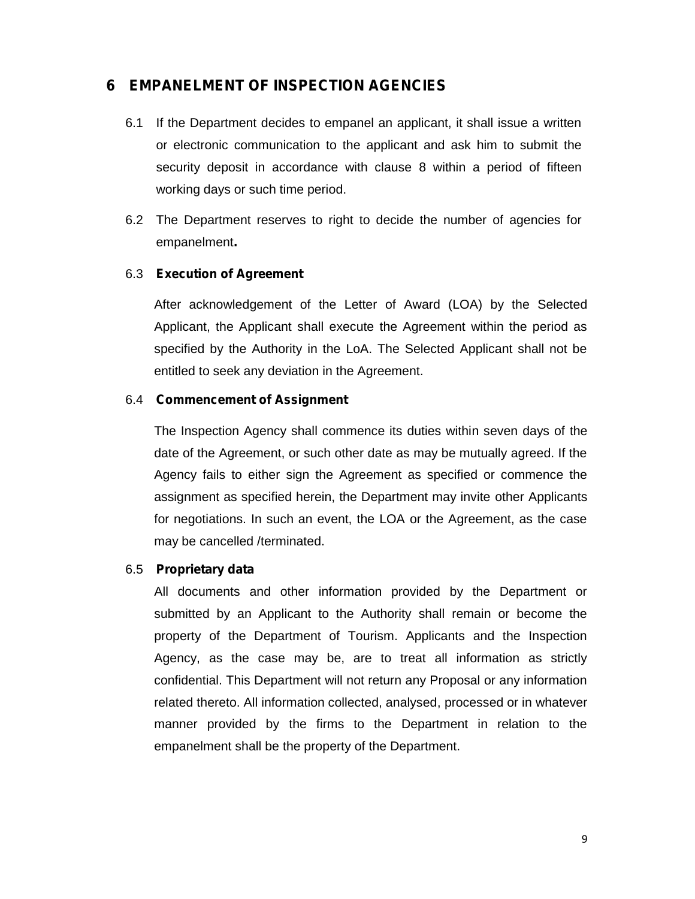# 6 EMPANELMENT OF INSPECTION AGENCIES

6.1 If the Department decides to empanel an applicant, it shall issue a written or electronic communication to the applicant and ask him to submit the security deposit in accordance with clause 8 within a period of fifteen working days or such time period.

6.2 The Department reserves to right to decide the number of agencies for empanelment**.**

6.3 **Execution of Agreement**

After acknowledgement of the Letter of Award (LOA) by the Selected Applicant, the Applicant shall execute the Agreement within the period as specified by the Authority in the LoA. The Selected Applicant shall not be entitled to seek any deviation in the Agreement.

6.4 **Commencement of Assignment**

The Inspection Agency shall commence its duties within seven days of the date of the Agreement, or such other date as may be mutually agreed. If the Agency fails to either sign the Agreement as specified or commence the assignment as specified herein, the Department may invite other Applicants for negotiations. In such an event, the LOA or the Agreement, as the case may be cancelled /terminated.

6.5 **Proprietary data**

All documents and other information provided by the Department or submitted by an Applicant to the Authority shall remain or become the property of the Department of Tourism. Applicants and the Inspection Agency, as the case may be, are to treat all information as strictly confidential. This Department will not return any Proposal or any information related thereto. All information collected, analysed, processed or in whatever manner provided by the firms to the Department in relation to the empanelment shall be the property of the Department.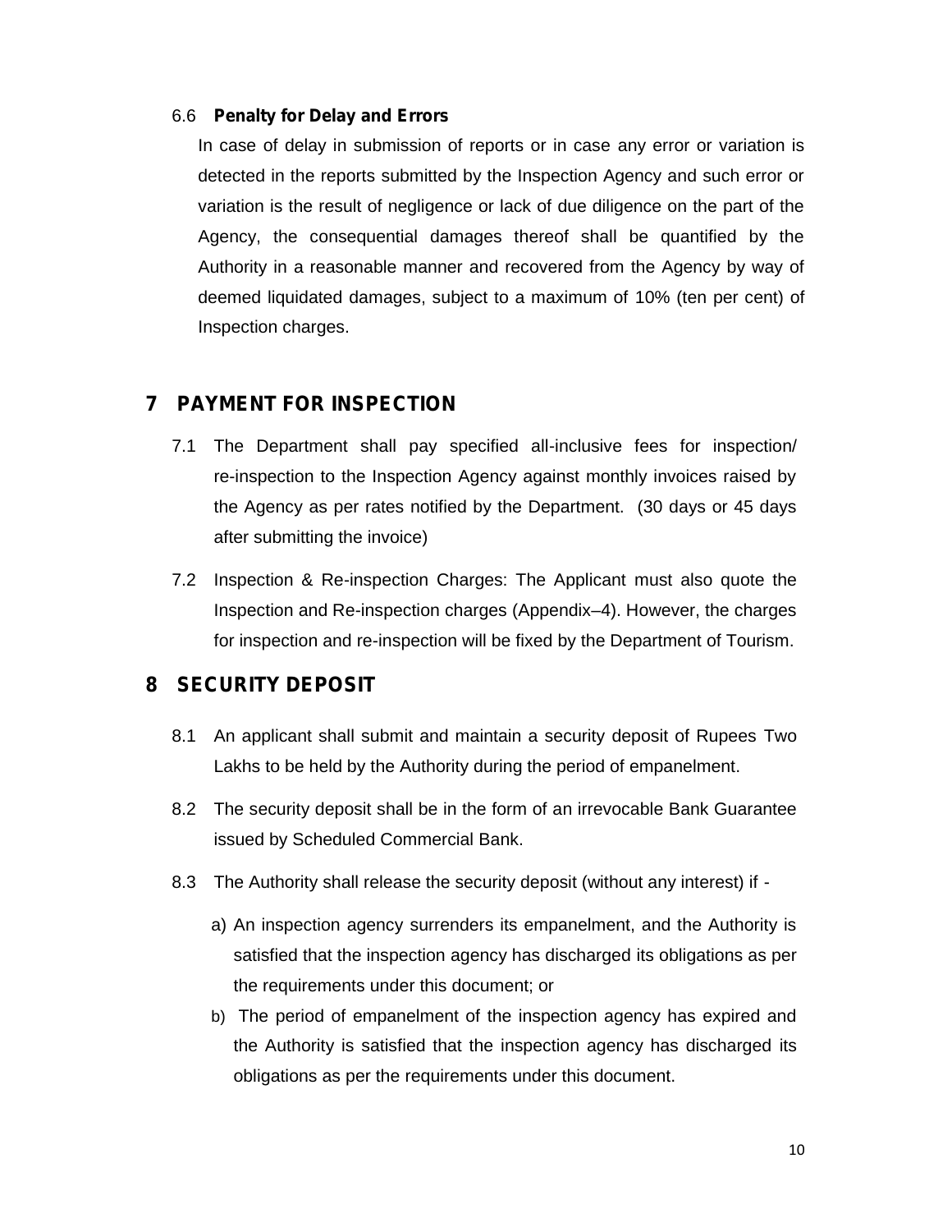### 6.6 **Penalty for Delay and Errors**

In case of delay in submission of reports or in case any error or variation is detected in the reports submitted by the Inspection Agency and such error or variation is the result of negligence or lack of due diligence on the part of the Agency, the consequential damages thereof shall be quantified by the Authority in a reasonable manner and recovered from the Agency by way of deemed liquidated damages, subject to a maximum of 10% (ten per cent) of Inspection charges.

## 7 PAYMENT FOR INSPECTION

7.1 The Department shall pay specified all-inclusive fees for inspection/ re-inspection to the Inspection Agency against monthly invoices raised by the Agency as per rates notified by the Department. (30 days or 45 days after submitting the invoice)

7.2 Inspection & Re-inspection Charges: The Applicant must also quote the Inspection and Re-inspection charges (Appendix–4). However, the charges for inspection and re-inspection will be fixed by the Department of Tourism.

## 8 SECURITY DEPOSIT

8.1 An applicant shall submit and maintain a security deposit of Rupees Two Lakhs to be held by the Authority during the period of empanelment.

8.2 The security deposit shall be in the form of an irrevocable Bank Guarantee issued by Scheduled Commercial Bank.

8.3 The Authority shall release the security deposit (without any interest) if -

a) An inspection agency surrenders its empanelment, and the Authority is satisfied that the inspection agency has discharged its obligations as per the requirements under this document; or

b) The period of empanelment of the inspection agency has expired and the Authority is satisfied that the inspection agency has discharged its obligations as per the requirements under this document.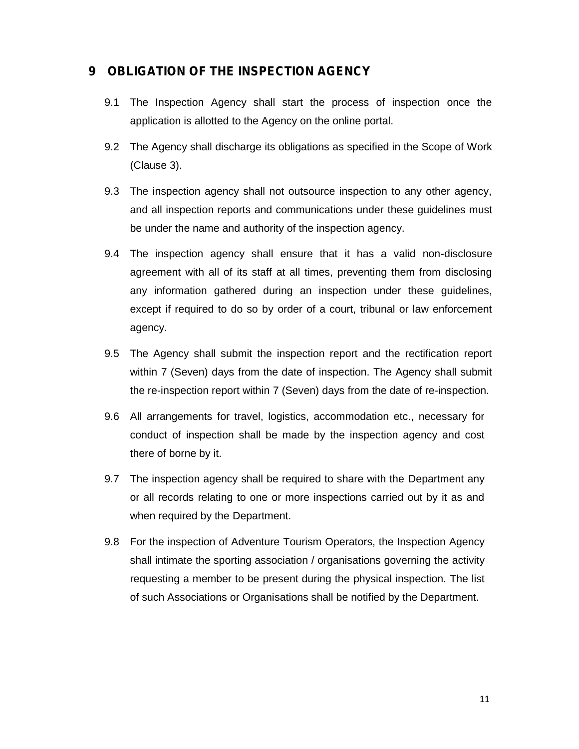## 9 OBLIGATION OF THE INSPECTION AGENCY

9.1 The Inspection Agency shall start the process of inspection once the application is allotted to the Agency on the online portal.

9.2 The Agency shall discharge its obligations as specified in the Scope of Work (Clause 3).

9.3 The inspection agency shall not outsource inspection to any other agency, and all inspection reports and communications under these guidelines must be under the name and authority of the inspection agency.

9.4 The inspection agency shall ensure that it has a valid non-disclosure agreement with all of its staff at all times, preventing them from disclosing any information gathered during an inspection under these guidelines, except if required to do so by order of a court, tribunal or law enforcement agency.

9.5 The Agency shall submit the inspection report and the rectification report within 7 (Seven) days from the date of inspection. The Agency shall submit the re-inspection report within 7 (Seven) days from the date of re-inspection.

9.6 All arrangements for travel, logistics, accommodation etc., necessary for conduct of inspection shall be made by the inspection agency and cost there of borne by it.

9.7 The inspection agency shall be required to share with the Department any or all records relating to one or more inspections carried out by it as and when required by the Department.

9.8 For the inspection of Adventure Tourism Operators, the Inspection Agency shall intimate the sporting association / organisations governing the activity requesting a member to be present during the physical inspection. The list of such Associations or Organisations shall be notified by the Department.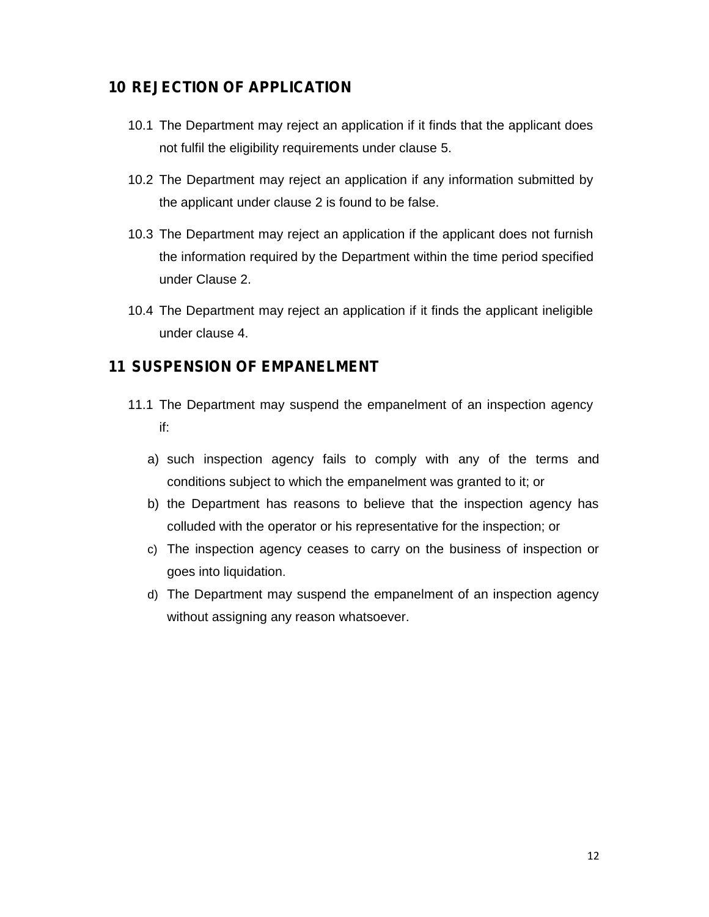## 10 REJECTION OF APPLICATION

10.1 The Department may reject an application if it finds that the applicant does not fulfil the eligibility requirements under clause 5.

10.2 The Department may reject an application if any information submitted by the applicant under clause 2 is found to be false.

10.3 The Department may reject an application if the applicant does not furnish the information required by the Department within the time period specified under Clause 2.

10.4 The Department may reject an application if it finds the applicant ineligible under clause 4.

## 11 SUSPENSION OF EMPANELMENT

11.1 The Department may suspend the empanelment of an inspection agency if:

a) such inspection agency fails to comply with any of the terms and conditions subject to which the empanelment was granted to it; or

b) the Department has reasons to believe that the inspection agency has colluded with the operator or his representative for the inspection; or

c) The inspection agency ceases to carry on the business of inspection or goes into liquidation.

d) The Department may suspend the empanelment of an inspection agency without assigning any reason whatsoever.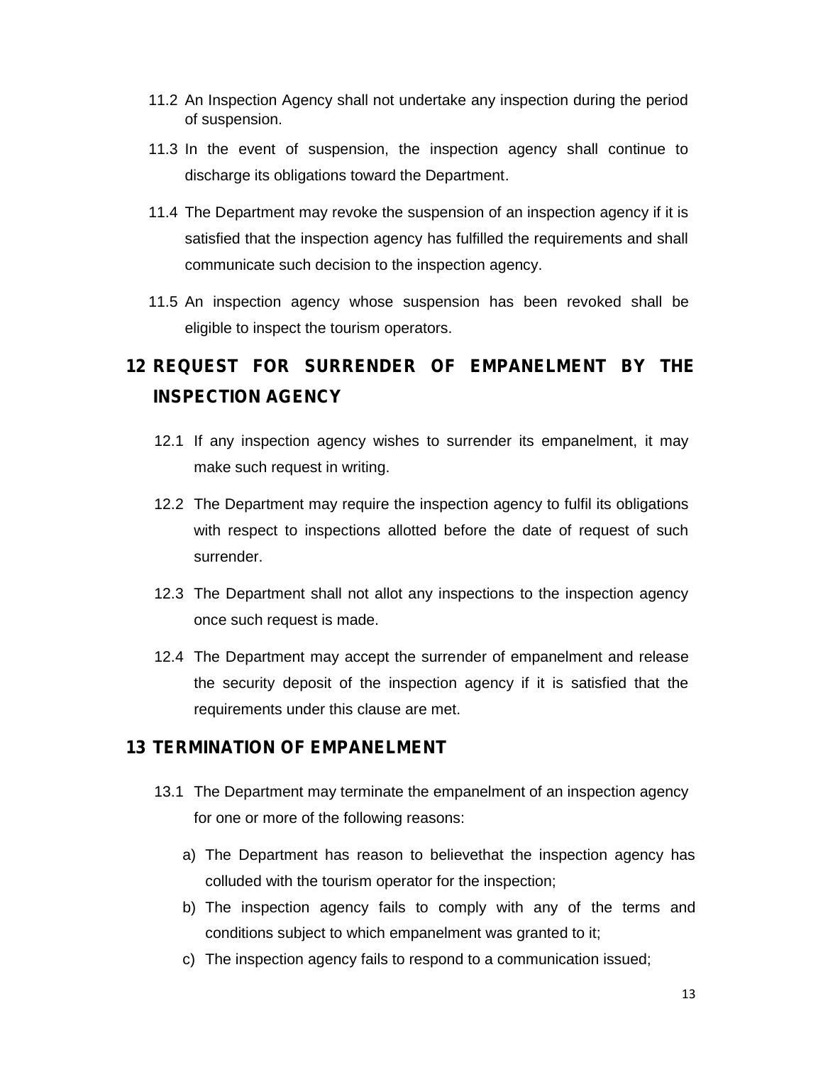11.2 An Inspection Agency shall not undertake any inspection during the period of suspension.

11.3 In the event of suspension, the inspection agency shall continue to discharge its obligations toward the Department.

11.4 The Department may revoke the suspension of an inspection agency if it is satisfied that the inspection agency has fulfilled the requirements and shall communicate such decision to the inspection agency.

11.5 An inspection agency whose suspension has been revoked shall be eligible to inspect the tourism operators.

## 12 REQUEST FOR SURRENDER OF EMPANELMENT BY THE INSPECTION AGENCY

12.1 If any inspection agency wishes to surrender its empanelment, it may make such request in writing.

12.2 The Department may require the inspection agency to fulfil its obligations with respect to inspections allotted before the date of request of such surrender.

12.3 The Department shall not allot any inspections to the inspection agency once such request is made.

12.4 The Department may accept the surrender of empanelment and release the security deposit of the inspection agency if it is satisfied that the requirements under this clause are met.

## 13 TERMINATION OF EMPANELMENT

13.1 The Department may terminate the empanelment of an inspection agency for one or more of the following reasons:

a) The Department has reason to believethat the inspection agency has colluded with the tourism operator for the inspection;

b) The inspection agency fails to comply with any of the terms and conditions subject to which empanelment was granted to it;

c) The inspection agency fails to respond to a communication issued;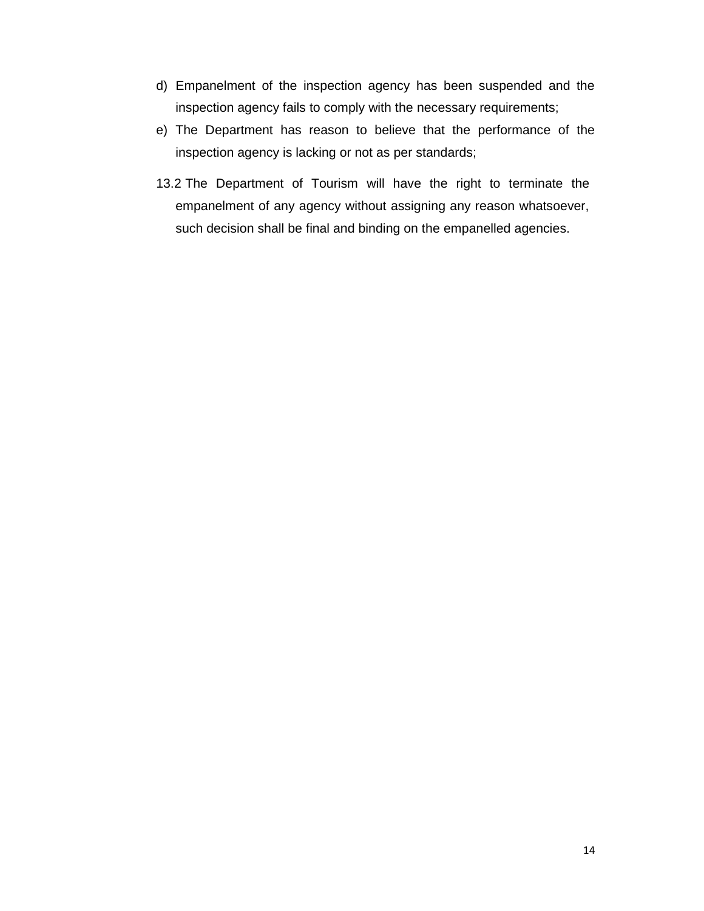d) Empanelment of the inspection agency has been suspended and the inspection agency fails to comply with the necessary requirements;

e) The Department has reason to believe that the performance of the inspection agency is lacking or not as per standards;

13.2 The Department of Tourism will have the right to terminate the empanelment of any agency without assigning any reason whatsoever, such decision shall be final and binding on the empanelled agencies.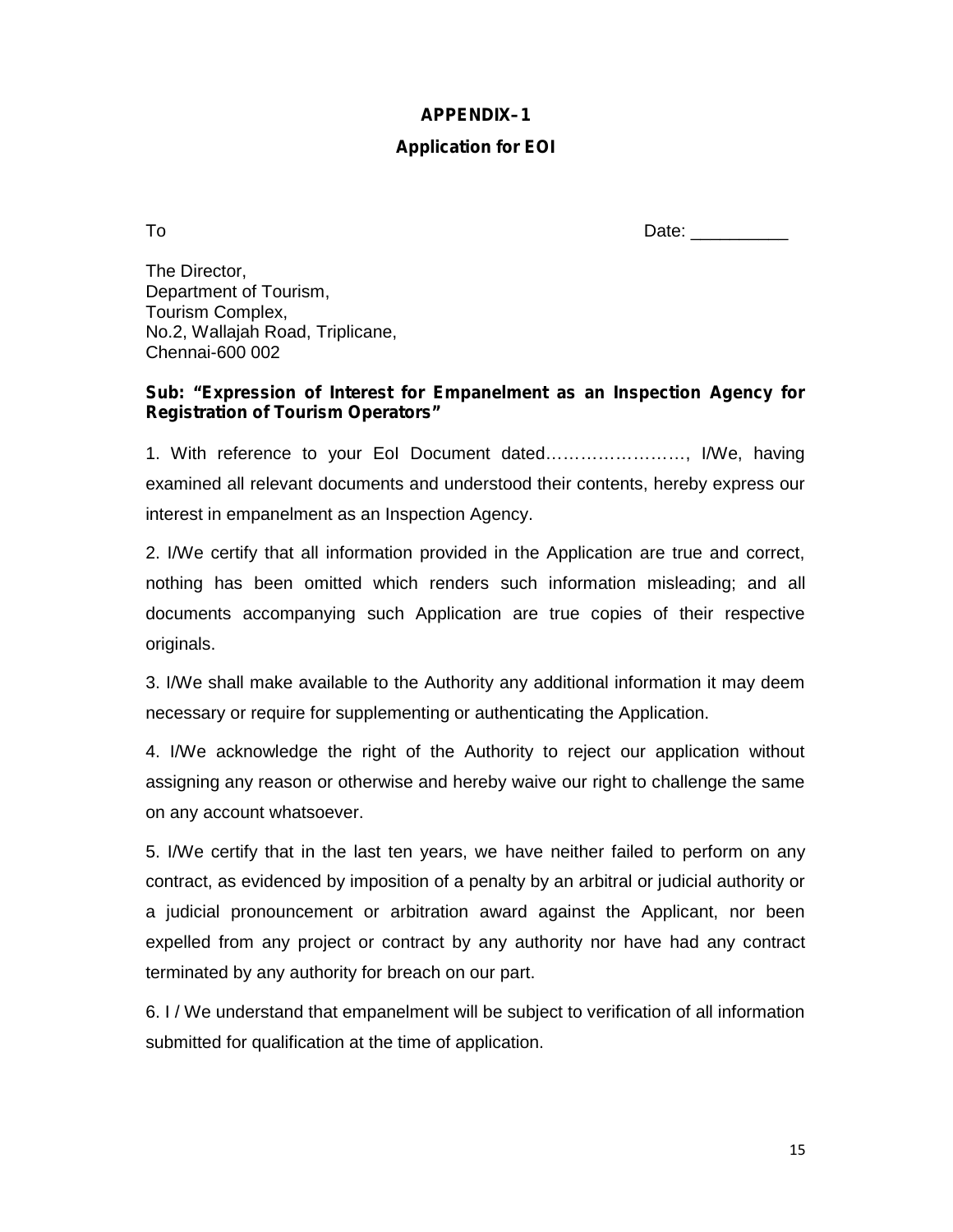## APPENDIX–1

### Application for EOI

To

Date: __________

The Director,
Department of Tourism,
Tourism Complex,
No.2, Wallajah Road, Triplicane,
Chennai-600 002

**Sub: "Expression of Interest for Empanelment as an Inspection Agency for Registration of Tourism Operators"**

1. With reference to your EoI Document dated……………………, I/We, having examined all relevant documents and understood their contents, hereby express our interest in empanelment as an Inspection Agency.

2. I/We certify that all information provided in the Application are true and correct, nothing has been omitted which renders such information misleading; and all documents accompanying such Application are true copies of their respective originals.

3. I/We shall make available to the Authority any additional information it may deem necessary or require for supplementing or authenticating the Application.

4. I/We acknowledge the right of the Authority to reject our application without assigning any reason or otherwise and hereby waive our right to challenge the same on any account whatsoever.

5. I/We certify that in the last ten years, we have neither failed to perform on any contract, as evidenced by imposition of a penalty by an arbitral or judicial authority or a judicial pronouncement or arbitration award against the Applicant, nor been expelled from any project or contract by any authority nor have had any contract terminated by any authority for breach on our part.

6. I / We understand that empanelment will be subject to verification of all information submitted for qualification at the time of application.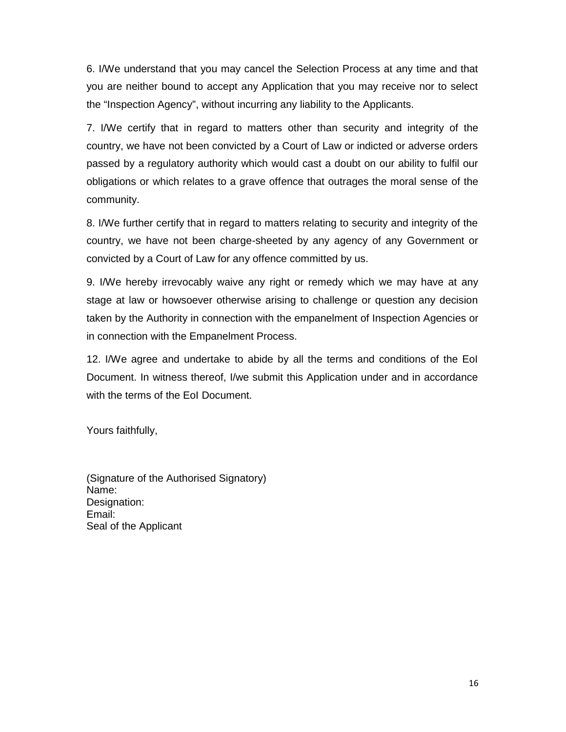6. I/We understand that you may cancel the Selection Process at any time and that you are neither bound to accept any Application that you may receive nor to select the "Inspection Agency", without incurring any liability to the Applicants.

7. I/We certify that in regard to matters other than security and integrity of the country, we have not been convicted by a Court of Law or indicted or adverse orders passed by a regulatory authority which would cast a doubt on our ability to fulfil our obligations or which relates to a grave offence that outrages the moral sense of the community.

8. I/We further certify that in regard to matters relating to security and integrity of the country, we have not been charge-sheeted by any agency of any Government or convicted by a Court of Law for any offence committed by us.

9. I/We hereby irrevocably waive any right or remedy which we may have at any stage at law or howsoever otherwise arising to challenge or question any decision taken by the Authority in connection with the empanelment of Inspection Agencies or in connection with the Empanelment Process.

12. I/We agree and undertake to abide by all the terms and conditions of the EoI Document. In witness thereof, I/we submit this Application under and in accordance with the terms of the EoI Document.

Yours faithfully,

(Signature of the Authorised Signatory)
Name:
Designation:
Email:
Seal of the Applicant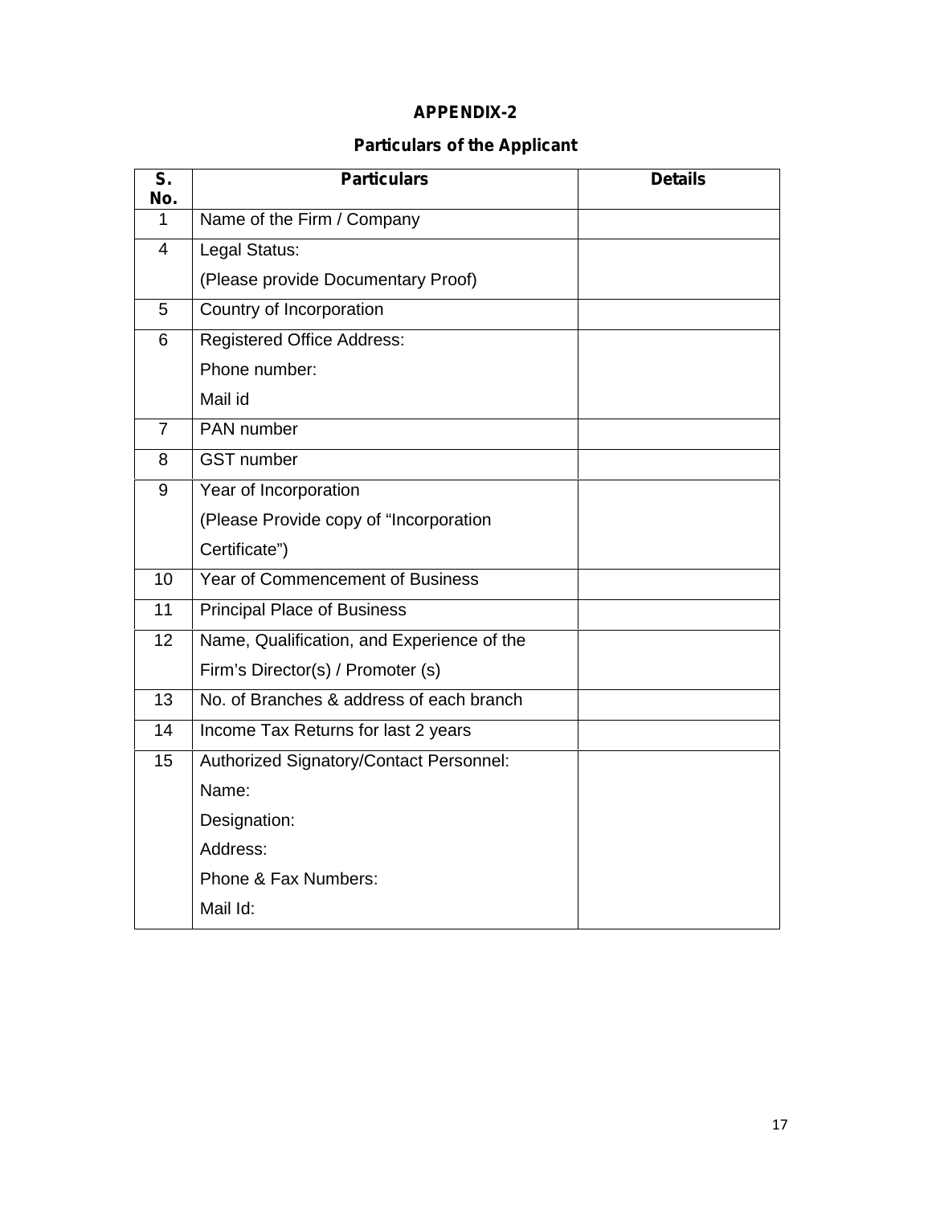## APPENDIX-2

### Particulars of the Applicant

| S. No. | Particulars | Details |
|---|---|---|
| 1 | Name of the Firm / Company | |
| 4 | Legal Status:<br>(Please provide Documentary Proof) | |
| 5 | Country of Incorporation | |
| 6 | Registered Office Address:<br>Phone number:<br>Mail id | |
| 7 | PAN number | |
| 8 | GST number | |
| 9 | Year of Incorporation<br>(Please Provide copy of "Incorporation Certificate") | |
| 10 | Year of Commencement of Business | |
| 11 | Principal Place of Business | |
| 12 | Name, Qualification, and Experience of the Firm's Director(s) / Promoter (s) | |
| 13 | No. of Branches & address of each branch | |
| 14 | Income Tax Returns for last 2 years | |
| 15 | Authorized Signatory/Contact Personnel:<br>Name:<br>Designation:<br>Address:<br>Phone & Fax Numbers:<br>Mail Id: | |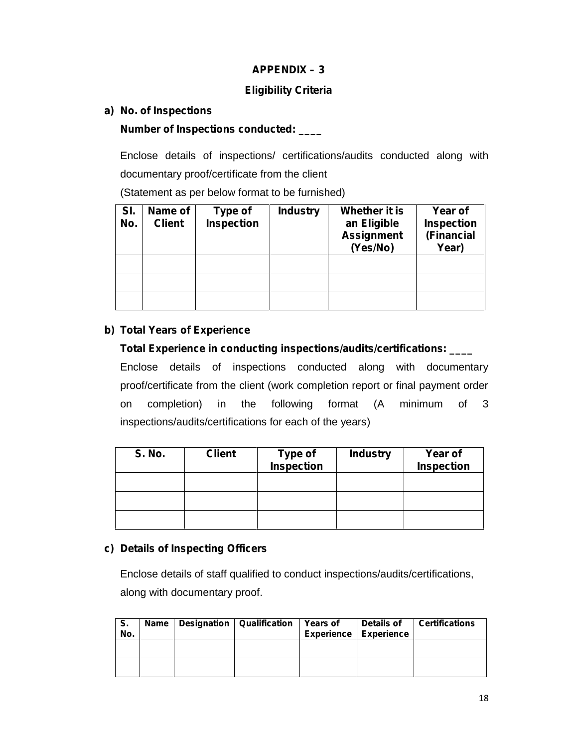## APPENDIX – 3

### Eligibility Criteria

**a) No. of Inspections**

**Number of Inspections conducted: ____**

Enclose details of inspections/ certifications/audits conducted along with documentary proof/certificate from the client

(Statement as per below format to be furnished)

| Sl. No. | Name of Client | Type of Inspection | Industry | Whether it is an Eligible Assignment (Yes/No) | Year of Inspection (Financial Year) |
|---|---|---|---|---|---|
| | | | | | |
| | | | | | |
| | | | | | |

**b) Total Years of Experience**

**Total Experience in conducting inspections/audits/certifications: ____**

Enclose details of inspections conducted along with documentary proof/certificate from the client (work completion report or final payment order on completion) in the following format (A minimum of 3 inspections/audits/certifications for each of the years)

| S. No. | Client | Type of Inspection | Industry | Year of Inspection |
|---|---|---|---|---|
| | | | | |
| | | | | |
| | | | | |

**c) Details of Inspecting Officers**

Enclose details of staff qualified to conduct inspections/audits/certifications, along with documentary proof.

| S. No. | Name | Designation | Qualification | Years of Experience | Details of Experience | Certifications |
|---|---|---|---|---|---|---|
| | | | | | | |
| | | | | | | |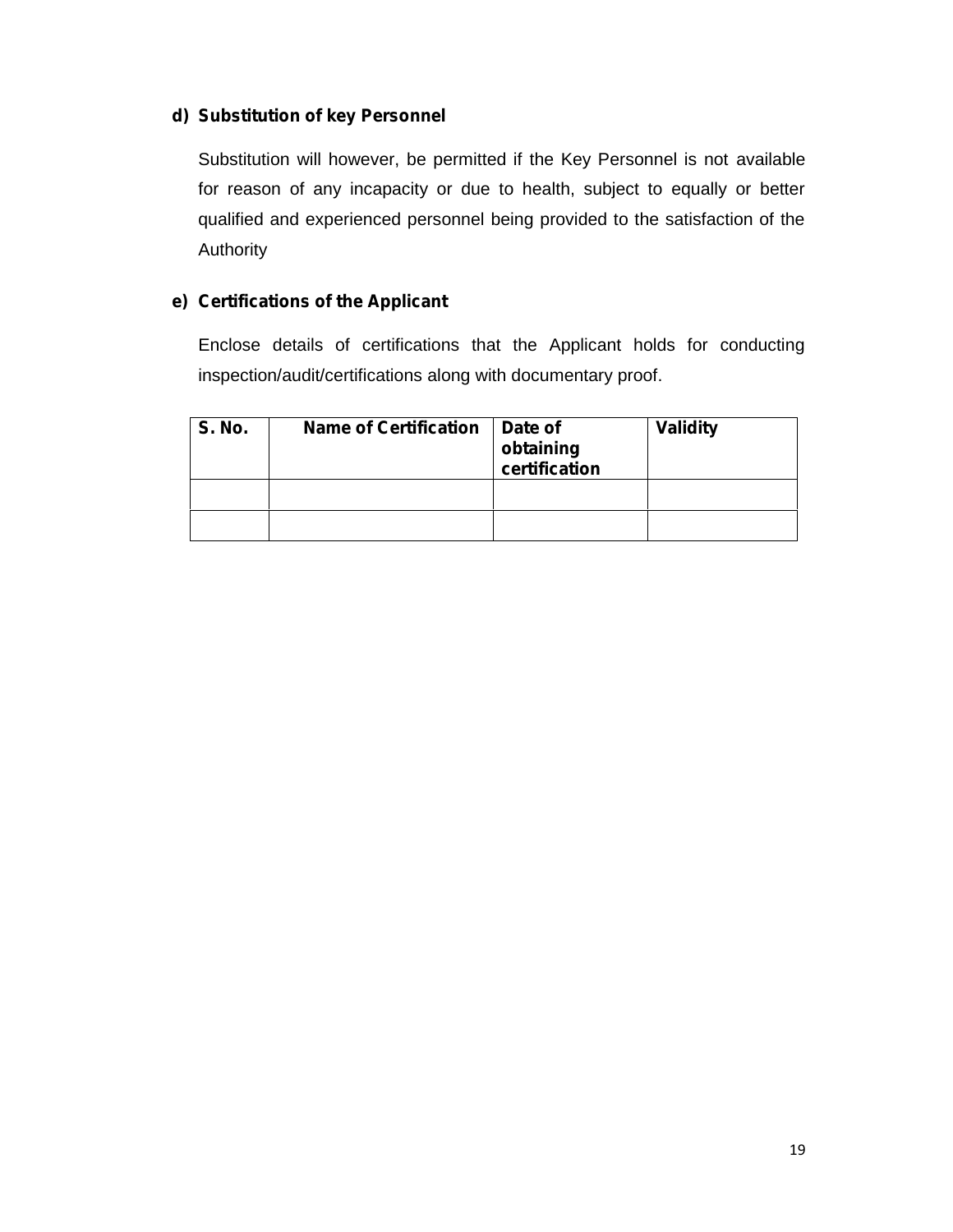**d) Substitution of key Personnel**

Substitution will however, be permitted if the Key Personnel is not available for reason of any incapacity or due to health, subject to equally or better qualified and experienced personnel being provided to the satisfaction of the Authority

**e) Certifications of the Applicant**

Enclose details of certifications that the Applicant holds for conducting inspection/audit/certifications along with documentary proof.

| S. No. | Name of Certification | Date of obtaining certification | Validity |
|---|---|---|---|
| | | | |
| | | | |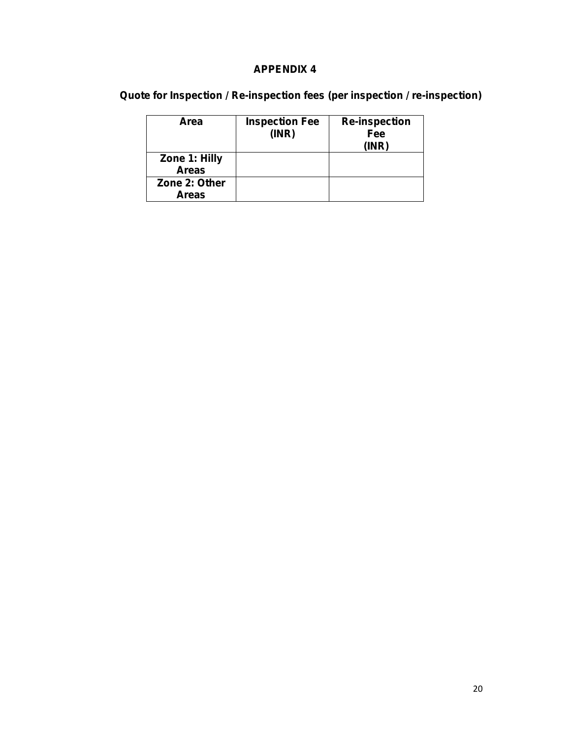# APPENDIX 4

## Quote for Inspection / Re-inspection fees (per inspection / re-inspection)

| Area | Inspection Fee (INR) | Re-inspection Fee (INR) |
|---|---|---|
| Zone 1: Hilly Areas | | |
| Zone 2: Other Areas | | |